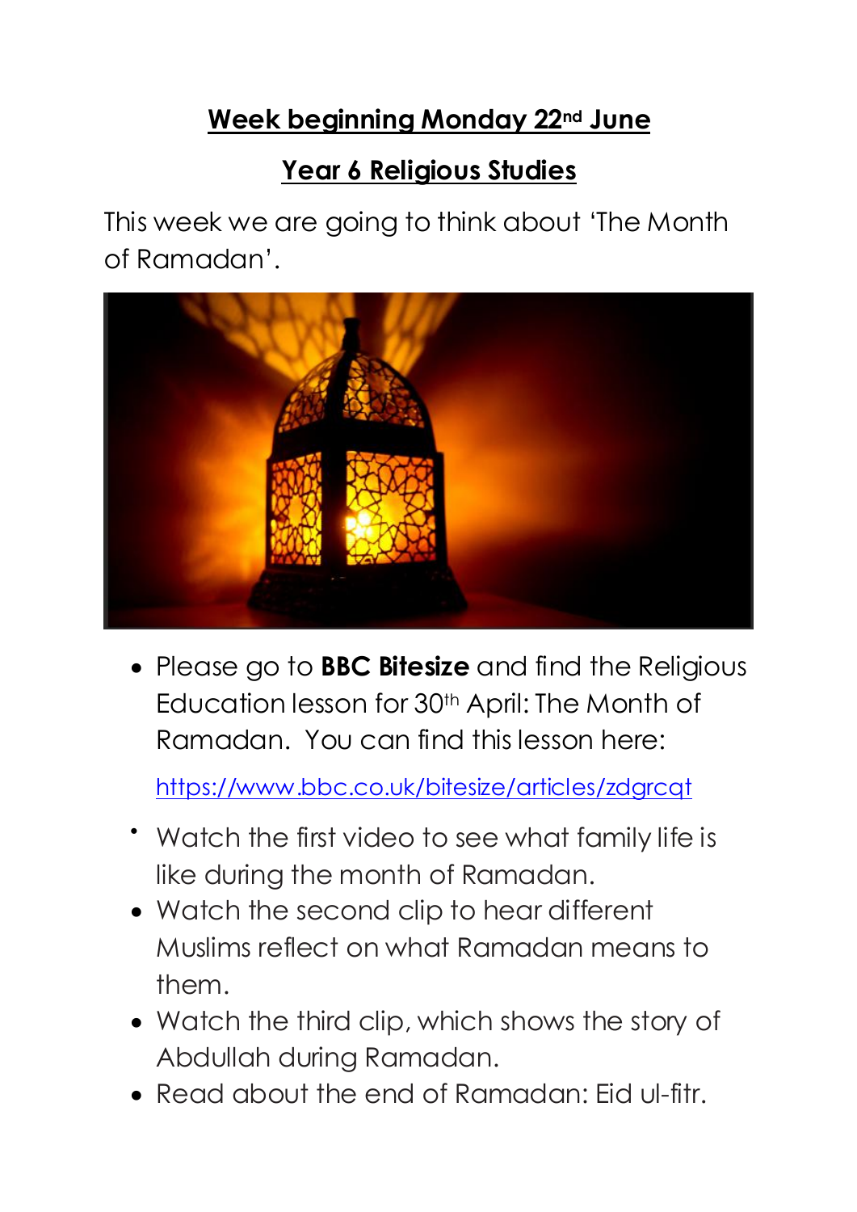## Week beginning Monday 22nd June

## Year 6 Religious Studies

This week we are going to think about 'The Month of Ramadan'.

- Please go to **BBC Bitesize** and find the Religious Education lesson for 30th April: The Month of Ramadan. You can find this lesson here:

  https://www.bbc.co.uk/bitesize/articles/zdgrcqt

- Watch the first video to see what family life is like during the month of Ramadan.
- Watch the second clip to hear different Muslims reflect on what Ramadan means to them.
- Watch the third clip, which shows the story of Abdullah during Ramadan.
- Read about the end of Ramadan: Eid ul-fitr.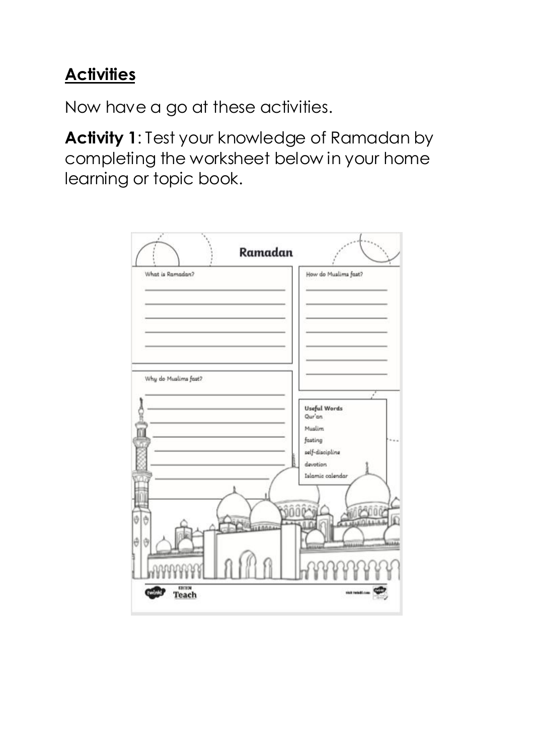## **Activities**

Now have a go at these activities.

**Activity 1**: Test your knowledge of Ramadan by completing the worksheet below in your home learning or topic book.

### Ramadan

What is Ramadan?

How do Muslims fast?

Why do Muslims fast?

**Useful Words**
- Qur'an
- Muslim
- fasting
- self-discipline
- devotion
- Islamic calendar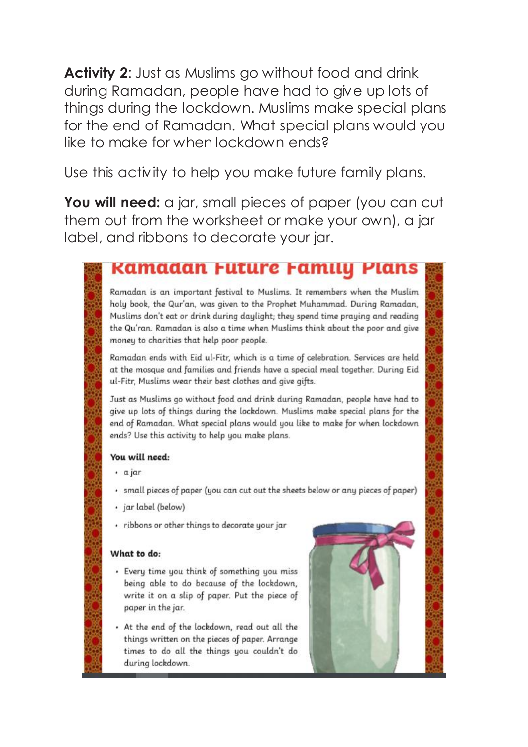**Activity 2**: Just as Muslims go without food and drink during Ramadan, people have had to give up lots of things during the lockdown. Muslims make special plans for the end of Ramadan. What special plans would you like to make for when lockdown ends?

Use this activity to help you make future family plans.

**You will need:** a jar, small pieces of paper (you can cut them out from the worksheet or make your own), a jar label, and ribbons to decorate your jar.

## Ramadan Future Family Plans

Ramadan is an important festival to Muslims. It remembers when the Muslim holy book, the Qur'an, was given to the Prophet Muhammad. During Ramadan, Muslims don't eat or drink during daylight; they spend time praying and reading the Qu'ran. Ramadan is also a time when Muslims think about the poor and give money to charities that help poor people.

Ramadan ends with Eid ul-Fitr, which is a time of celebration. Services are held at the mosque and families and friends have a special meal together. During Eid ul-Fitr, Muslims wear their best clothes and give gifts.

Just as Muslims go without food and drink during Ramadan, people have had to give up lots of things during the lockdown. Muslims make special plans for the end of Ramadan. What special plans would you like to make for when lockdown ends? Use this activity to help you make plans.

**You will need:**

- a jar
- small pieces of paper (you can cut out the sheets below or any pieces of paper)
- jar label (below)
- ribbons or other things to decorate your jar

**What to do:**

- Every time you think of something you miss being able to do because of the lockdown, write it on a slip of paper. Put the piece of paper in the jar.
- At the end of the lockdown, read out all the things written on the pieces of paper. Arrange times to do all the things you couldn't do during lockdown.